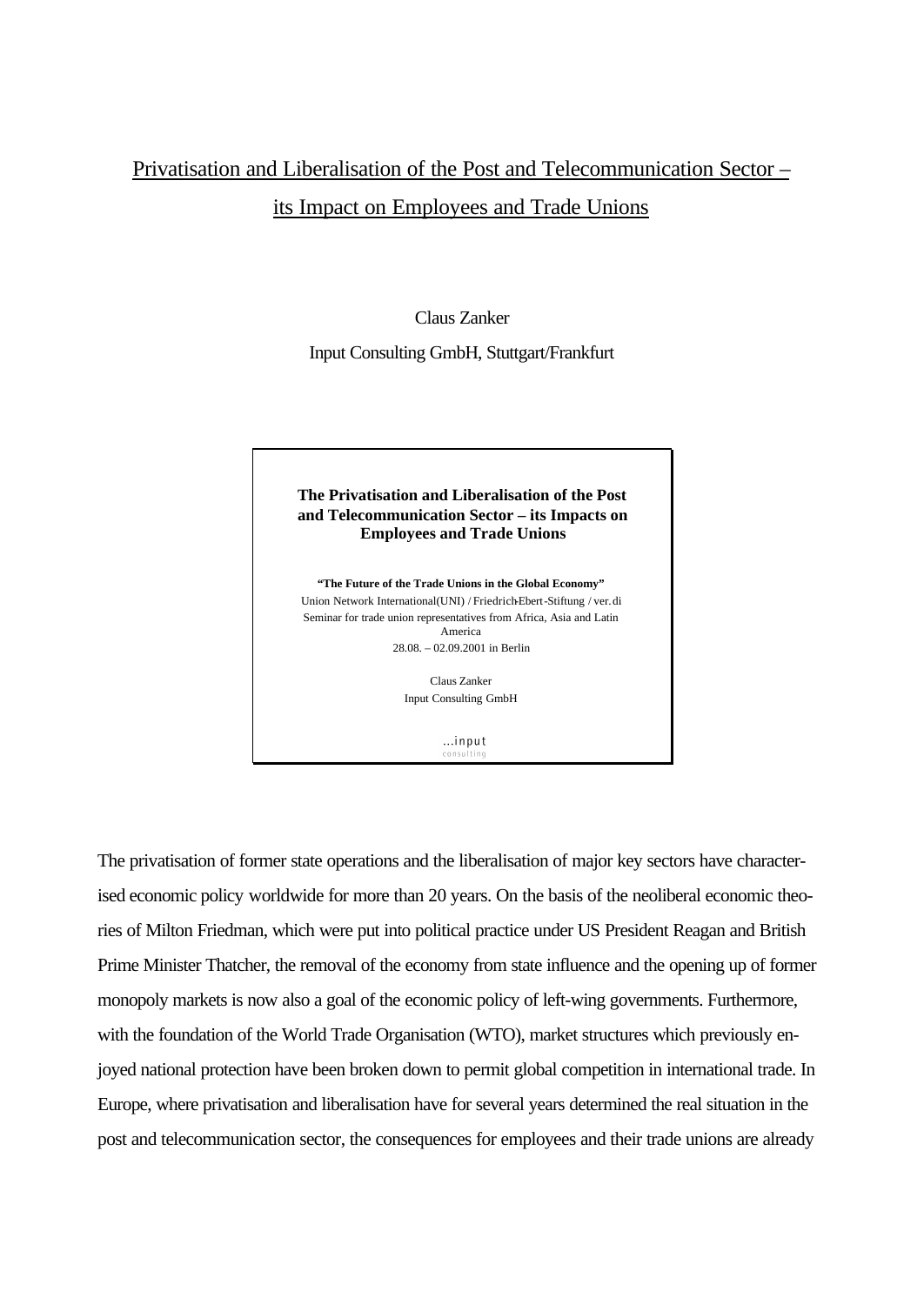# Privatisation and Liberalisation of the Post and Telecommunication Sector – its Impact on Employees and Trade Unions

Claus Zanker

Input Consulting GmbH, Stuttgart/Frankfurt

**The Privatisation and Liberalisation of the Post and Telecommunication Sector – its Impacts on Employees and Trade Unions**

**"The Future of the Trade Unions in the Global Economy"**
Union Network International(UNI) / Friedrich-Ebert-Stiftung / ver.di
Seminar for trade union representatives from Africa, Asia and Latin America
28.08. – 02.09.2001 in Berlin

Claus Zanker
Input Consulting GmbH

...input
consulting

The privatisation of former state operations and the liberalisation of major key sectors have characterised economic policy worldwide for more than 20 years. On the basis of the neoliberal economic theories of Milton Friedman, which were put into political practice under US President Reagan and British Prime Minister Thatcher, the removal of the economy from state influence and the opening up of former monopoly markets is now also a goal of the economic policy of left-wing governments. Furthermore, with the foundation of the World Trade Organisation (WTO), market structures which previously enjoyed national protection have been broken down to permit global competition in international trade. In Europe, where privatisation and liberalisation have for several years determined the real situation in the post and telecommunication sector, the consequences for employees and their trade unions are already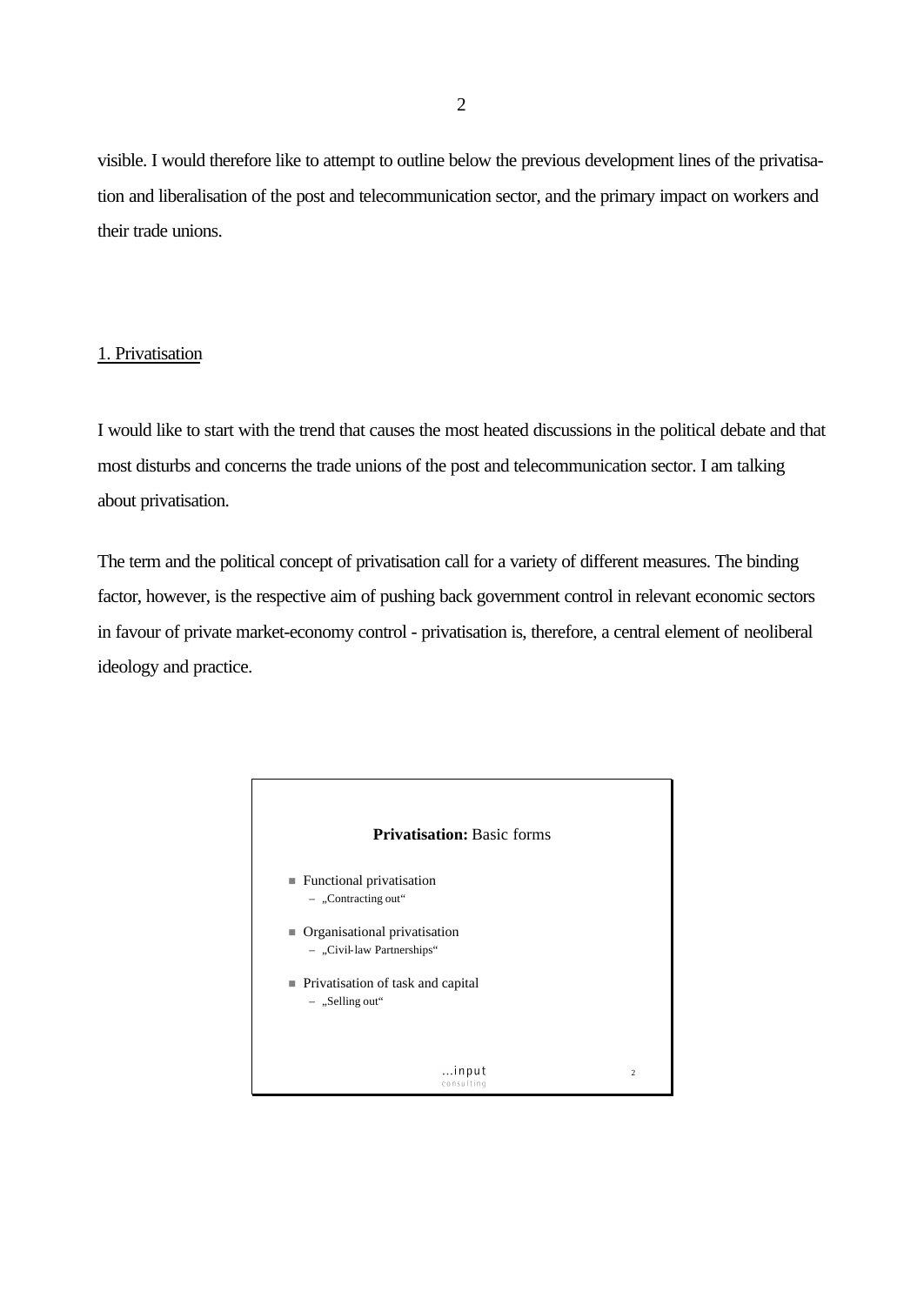visible. I would therefore like to attempt to outline below the previous development lines of the privatisation and liberalisation of the post and telecommunication sector, and the primary impact on workers and their trade unions.

## 1. Privatisation

I would like to start with the trend that causes the most heated discussions in the political debate and that most disturbs and concerns the trade unions of the post and telecommunication sector. I am talking about privatisation.

The term and the political concept of privatisation call for a variety of different measures. The binding factor, however, is the respective aim of pushing back government control in relevant economic sectors in favour of private market-economy control - privatisation is, therefore, a central element of neoliberal ideology and practice.

**Privatisation:** Basic forms

- Functional privatisation
  - „Contracting out"
- Organisational privatisation
  - „Civil-law Partnerships"
- Privatisation of task and capital
  - „Selling out"

...input consulting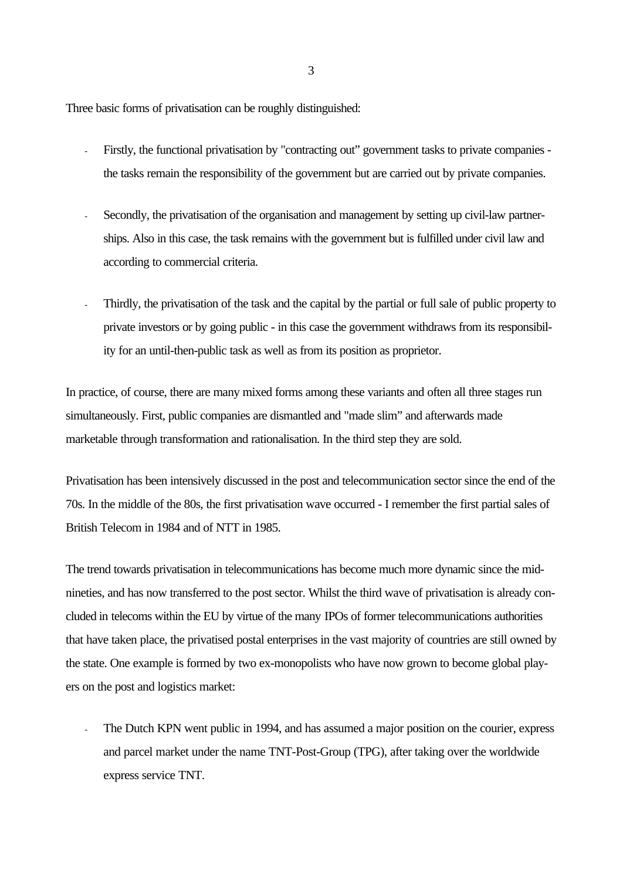Three basic forms of privatisation can be roughly distinguished:

- Firstly, the functional privatisation by "contracting out" government tasks to private companies - the tasks remain the responsibility of the government but are carried out by private companies.

- Secondly, the privatisation of the organisation and management by setting up civil-law partnerships. Also in this case, the task remains with the government but is fulfilled under civil law and according to commercial criteria.

- Thirdly, the privatisation of the task and the capital by the partial or full sale of public property to private investors or by going public - in this case the government withdraws from its responsibility for an until-then-public task as well as from its position as proprietor.

In practice, of course, there are many mixed forms among these variants and often all three stages run simultaneously. First, public companies are dismantled and "made slim" and afterwards made marketable through transformation and rationalisation. In the third step they are sold.

Privatisation has been intensively discussed in the post and telecommunication sector since the end of the 70s. In the middle of the 80s, the first privatisation wave occurred - I remember the first partial sales of British Telecom in 1984 and of NTT in 1985.

The trend towards privatisation in telecommunications has become much more dynamic since the mid-nineties, and has now transferred to the post sector. Whilst the third wave of privatisation is already concluded in telecoms within the EU by virtue of the many IPOs of former telecommunications authorities that have taken place, the privatised postal enterprises in the vast majority of countries are still owned by the state. One example is formed by two ex-monopolists who have now grown to become global players on the post and logistics market:

- The Dutch KPN went public in 1994, and has assumed a major position on the courier, express and parcel market under the name TNT-Post-Group (TPG), after taking over the worldwide express service TNT.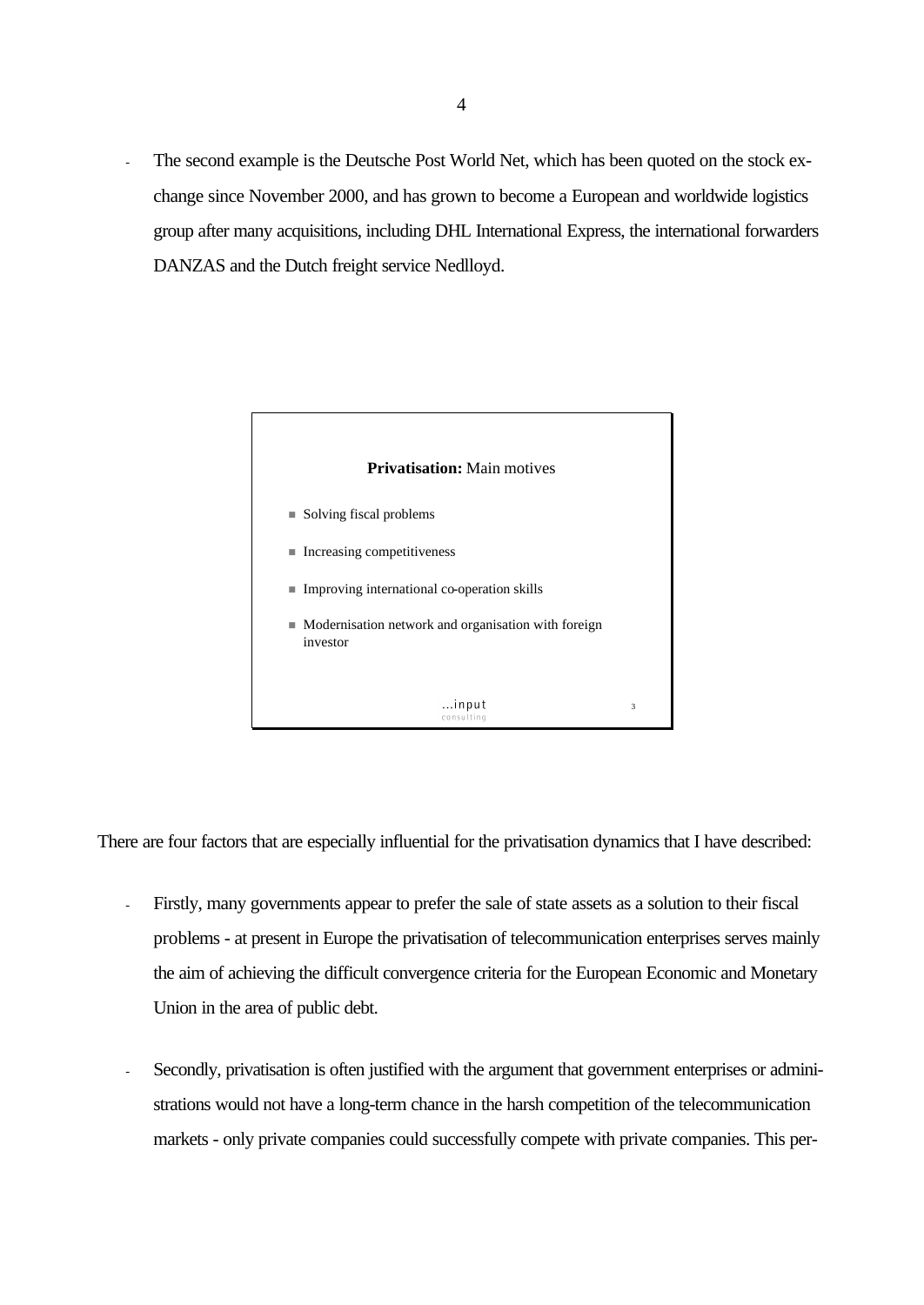- The second example is the Deutsche Post World Net, which has been quoted on the stock exchange since November 2000, and has grown to become a European and worldwide logistics group after many acquisitions, including DHL International Express, the international forwarders DANZAS and the Dutch freight service Nedlloyd.

**Privatisation:** Main motives

- Solving fiscal problems
- Increasing competitiveness
- Improving international co-operation skills
- Modernisation network and organisation with foreign investor

...input consulting 3

There are four factors that are especially influential for the privatisation dynamics that I have described:

- Firstly, many governments appear to prefer the sale of state assets as a solution to their fiscal problems - at present in Europe the privatisation of telecommunication enterprises serves mainly the aim of achieving the difficult convergence criteria for the European Economic and Monetary Union in the area of public debt.

- Secondly, privatisation is often justified with the argument that government enterprises or administrations would not have a long-term chance in the harsh competition of the telecommunication markets - only private companies could successfully compete with private companies. This per-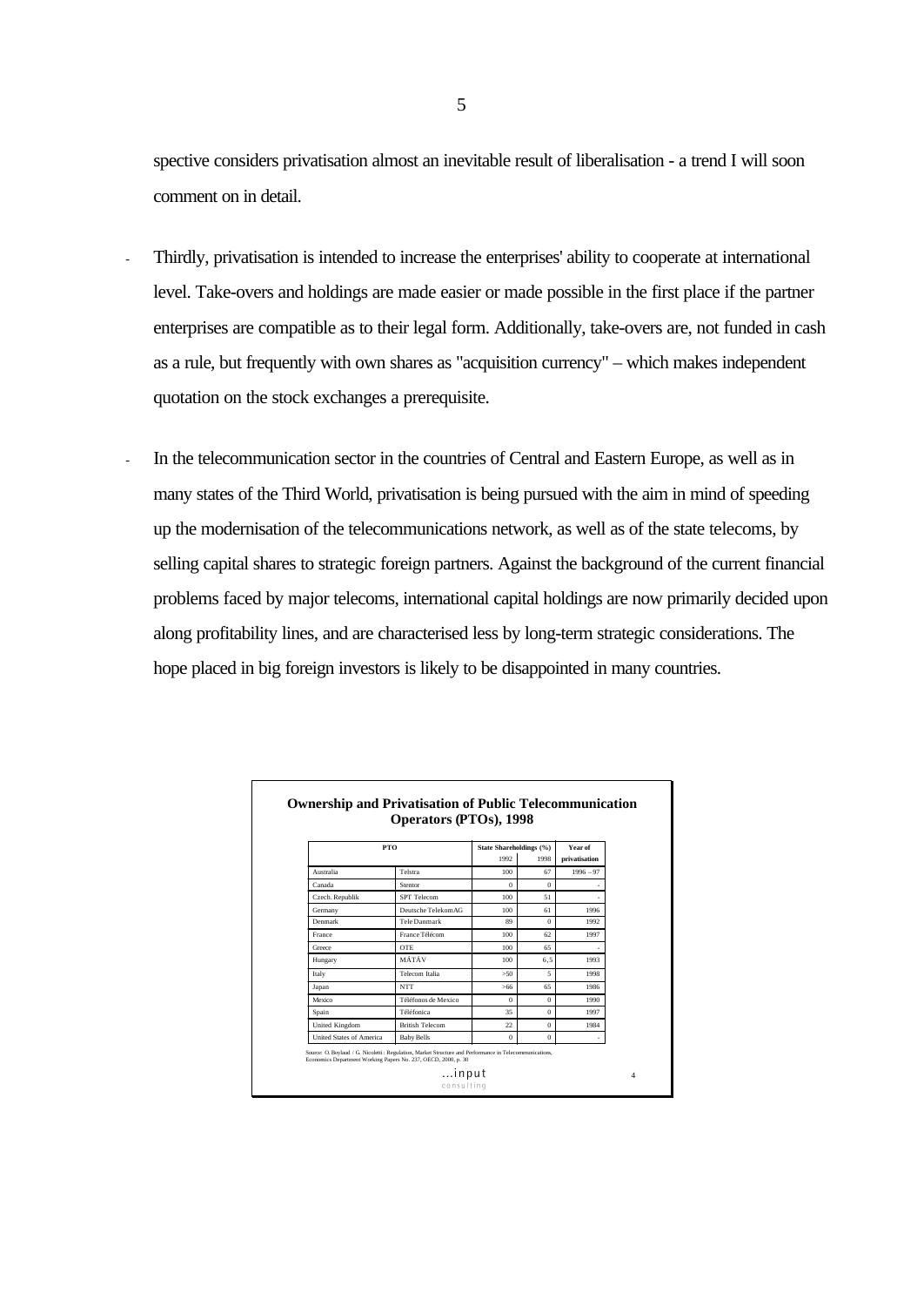spective considers privatisation almost an inevitable result of liberalisation - a trend I will soon comment on in detail.

- Thirdly, privatisation is intended to increase the enterprises' ability to cooperate at international level. Take-overs and holdings are made easier or made possible in the first place if the partner enterprises are compatible as to their legal form. Additionally, take-overs are, not funded in cash as a rule, but frequently with own shares as "acquisition currency" – which makes independent quotation on the stock exchanges a prerequisite.

- In the telecommunication sector in the countries of Central and Eastern Europe, as well as in many states of the Third World, privatisation is being pursued with the aim in mind of speeding up the modernisation of the telecommunications network, as well as of the state telecoms, by selling capital shares to strategic foreign partners. Against the background of the current financial problems faced by major telecoms, international capital holdings are now primarily decided upon along profitability lines, and are characterised less by long-term strategic considerations. The hope placed in big foreign investors is likely to be disappointed in many countries.

**Ownership and Privatisation of Public Telecommunication Operators (PTOs), 1998**

| PTO | | State Shareholdings (%) | | Year of privatisation |
|---|---|---|---|---|
| | | 1992 | 1998 | |
| Australia | Telstra | 100 | 67 | 1996 – 97 |
| Canada | Stentor | 0 | 0 | - |
| Czech. Republik | SPT Telecom | 100 | 51 | - |
| Germany | Deutsche TelekomAG | 100 | 61 | 1996 |
| Denmark | Tele Danmark | 89 | 0 | 1992 |
| France | France Télécom | 100 | 62 | 1997 |
| Greece | OTE | 100 | 65 | - |
| Hungary | MÁTÁV | 100 | 6,5 | 1993 |
| Italy | Telecom Italia | >50 | 5 | 1998 |
| Japan | NTT | >66 | 65 | 1986 |
| Mexico | Téléfonos de Mexico | 0 | 0 | 1990 |
| Spain | Téléfonica | 35 | 0 | 1997 |
| United Kingdom | British Telecom | 22 | 0 | 1984 |
| United States of America | Baby Bells | 0 | 0 | - |

Source: O. Boylaud / G. Nicoletti: Regulation, Market Structure and Performance in Telecommunications, Economics Department Working Papers No. 237, OECD, 2000, p. 30

...input consulting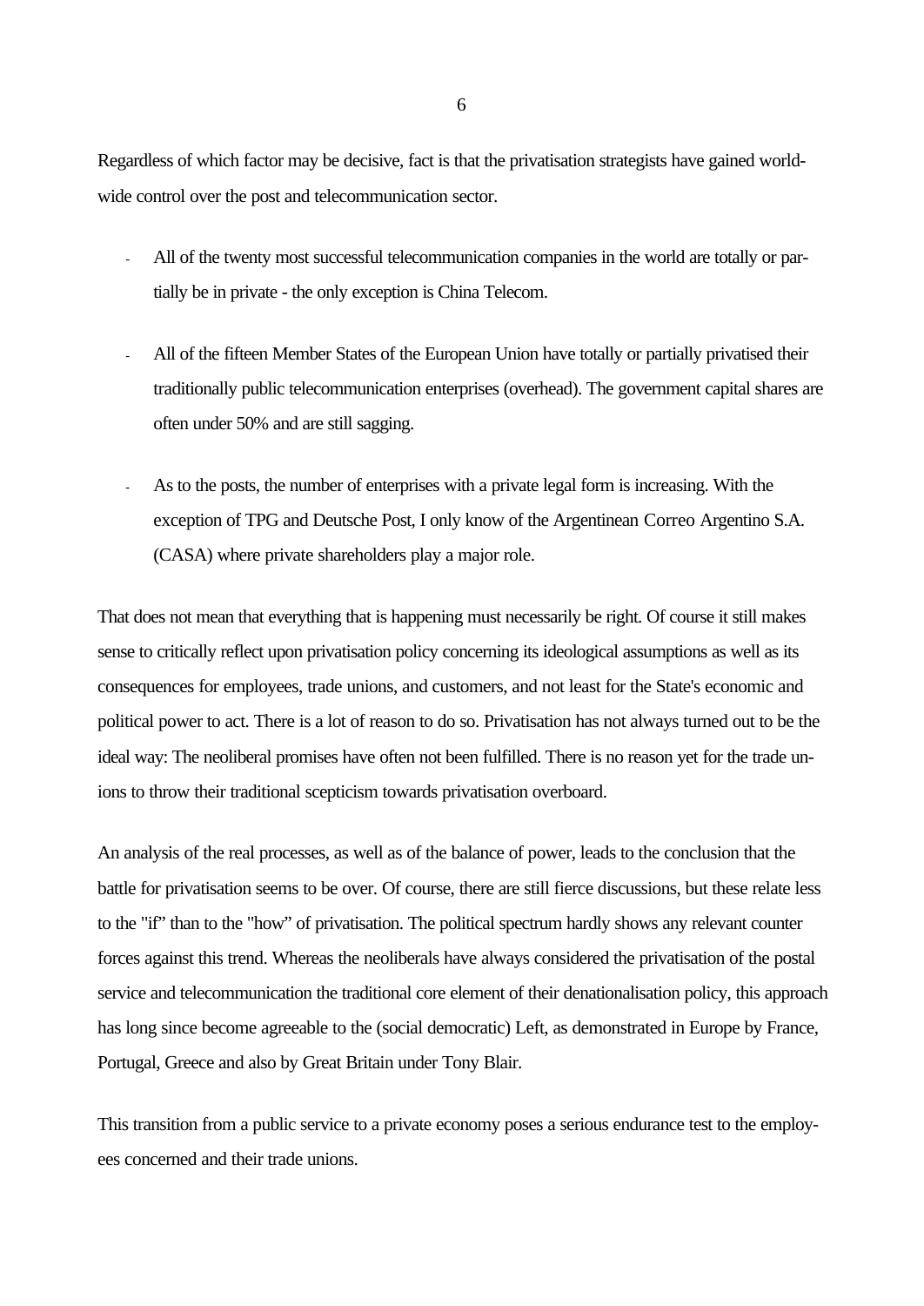Regardless of which factor may be decisive, fact is that the privatisation strategists have gained world-wide control over the post and telecommunication sector.

- All of the twenty most successful telecommunication companies in the world are totally or partially be in private - the only exception is China Telecom.
- All of the fifteen Member States of the European Union have totally or partially privatised their traditionally public telecommunication enterprises (overhead). The government capital shares are often under 50% and are still sagging.
- As to the posts, the number of enterprises with a private legal form is increasing. With the exception of TPG and Deutsche Post, I only know of the Argentinean Correo Argentino S.A. (CASA) where private shareholders play a major role.

That does not mean that everything that is happening must necessarily be right. Of course it still makes sense to critically reflect upon privatisation policy concerning its ideological assumptions as well as its consequences for employees, trade unions, and customers, and not least for the State's economic and political power to act. There is a lot of reason to do so. Privatisation has not always turned out to be the ideal way: The neoliberal promises have often not been fulfilled. There is no reason yet for the trade unions to throw their traditional scepticism towards privatisation overboard.

An analysis of the real processes, as well as of the balance of power, leads to the conclusion that the battle for privatisation seems to be over. Of course, there are still fierce discussions, but these relate less to the "if" than to the "how" of privatisation. The political spectrum hardly shows any relevant counter forces against this trend. Whereas the neoliberals have always considered the privatisation of the postal service and telecommunication the traditional core element of their denationalisation policy, this approach has long since become agreeable to the (social democratic) Left, as demonstrated in Europe by France, Portugal, Greece and also by Great Britain under Tony Blair.

This transition from a public service to a private economy poses a serious endurance test to the employees concerned and their trade unions.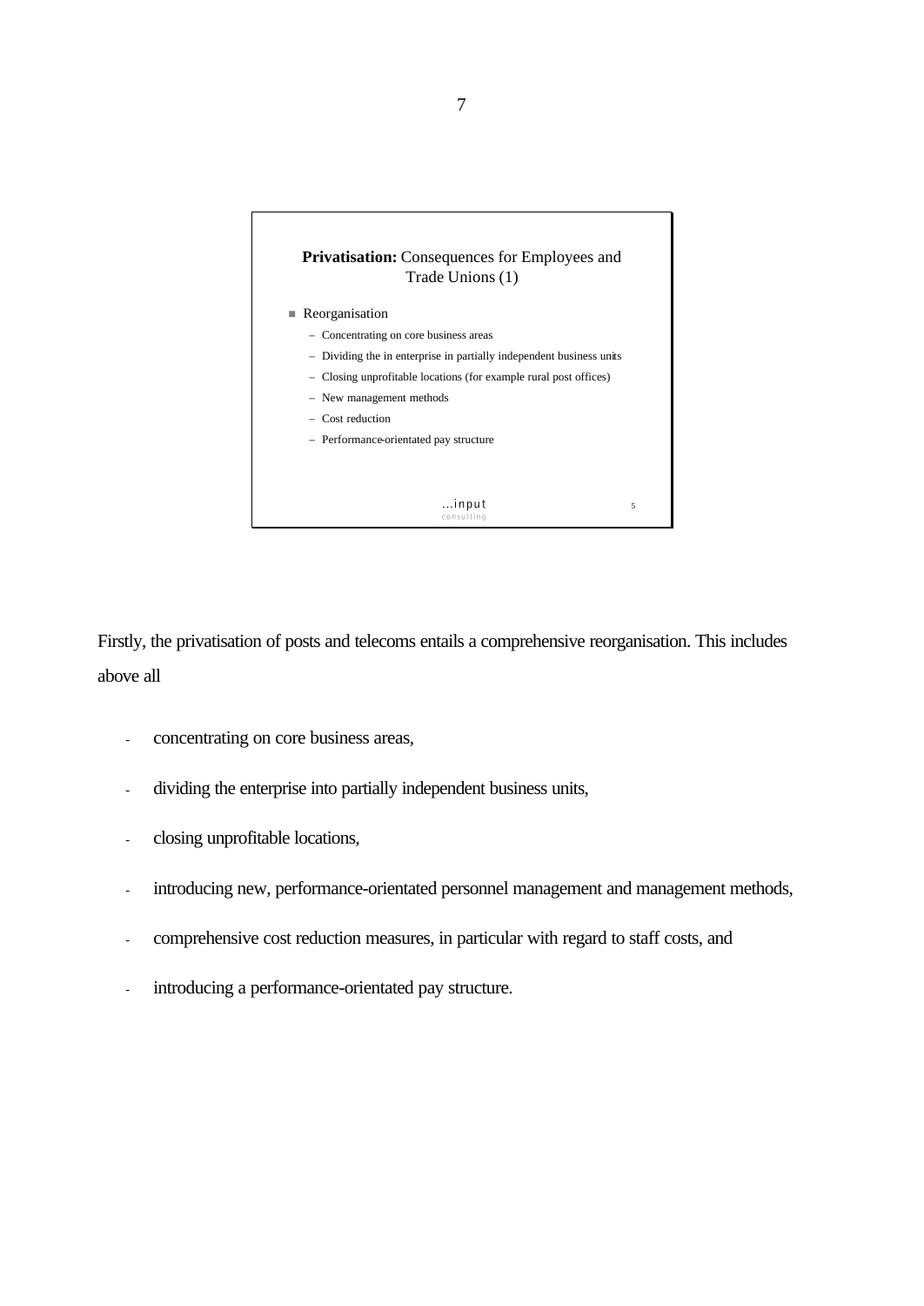**Privatisation:** Consequences for Employees and Trade Unions (1)

- Reorganisation
  - Concentrating on core business areas
  - Dividing the in enterprise in partially independent business units
  - Closing unprofitable locations (for example rural post offices)
  - New management methods
  - Cost reduction
  - Performance-orientated pay structure

...input consulting

Firstly, the privatisation of posts and telecoms entails a comprehensive reorganisation. This includes above all

- concentrating on core business areas,
- dividing the enterprise into partially independent business units,
- closing unprofitable locations,
- introducing new, performance-orientated personnel management and management methods,
- comprehensive cost reduction measures, in particular with regard to staff costs, and
- introducing a performance-orientated pay structure.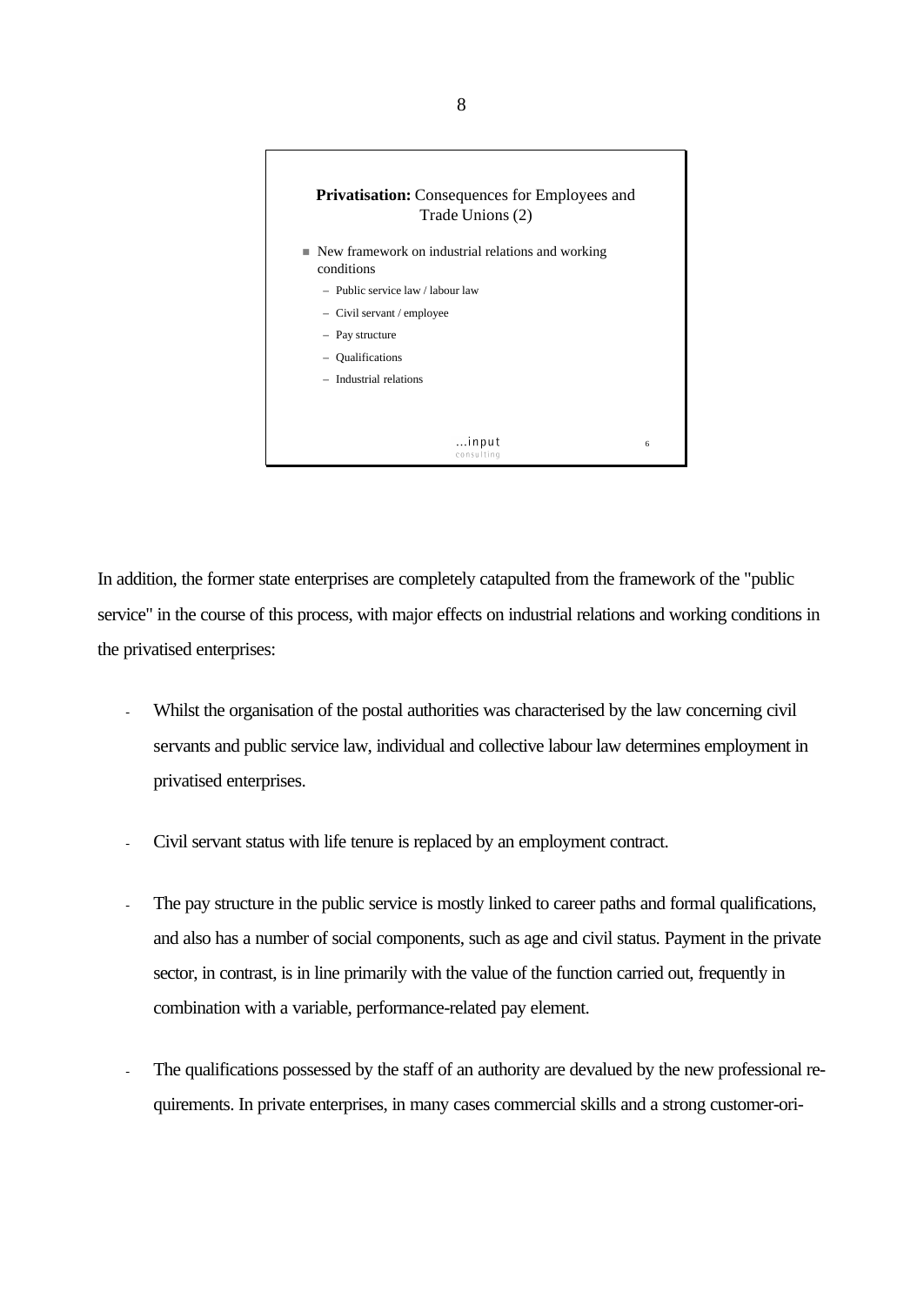**Privatisation:** Consequences for Employees and Trade Unions (2)

- New framework on industrial relations and working conditions
  - Public service law / labour law
  - Civil servant / employee
  - Pay structure
  - Qualifications
  - Industrial relations

...input consulting

In addition, the former state enterprises are completely catapulted from the framework of the "public service" in the course of this process, with major effects on industrial relations and working conditions in the privatised enterprises:

- Whilst the organisation of the postal authorities was characterised by the law concerning civil servants and public service law, individual and collective labour law determines employment in privatised enterprises.

- Civil servant status with life tenure is replaced by an employment contract.

- The pay structure in the public service is mostly linked to career paths and formal qualifications, and also has a number of social components, such as age and civil status. Payment in the private sector, in contrast, is in line primarily with the value of the function carried out, frequently in combination with a variable, performance-related pay element.

- The qualifications possessed by the staff of an authority are devalued by the new professional requirements. In private enterprises, in many cases commercial skills and a strong customer-ori-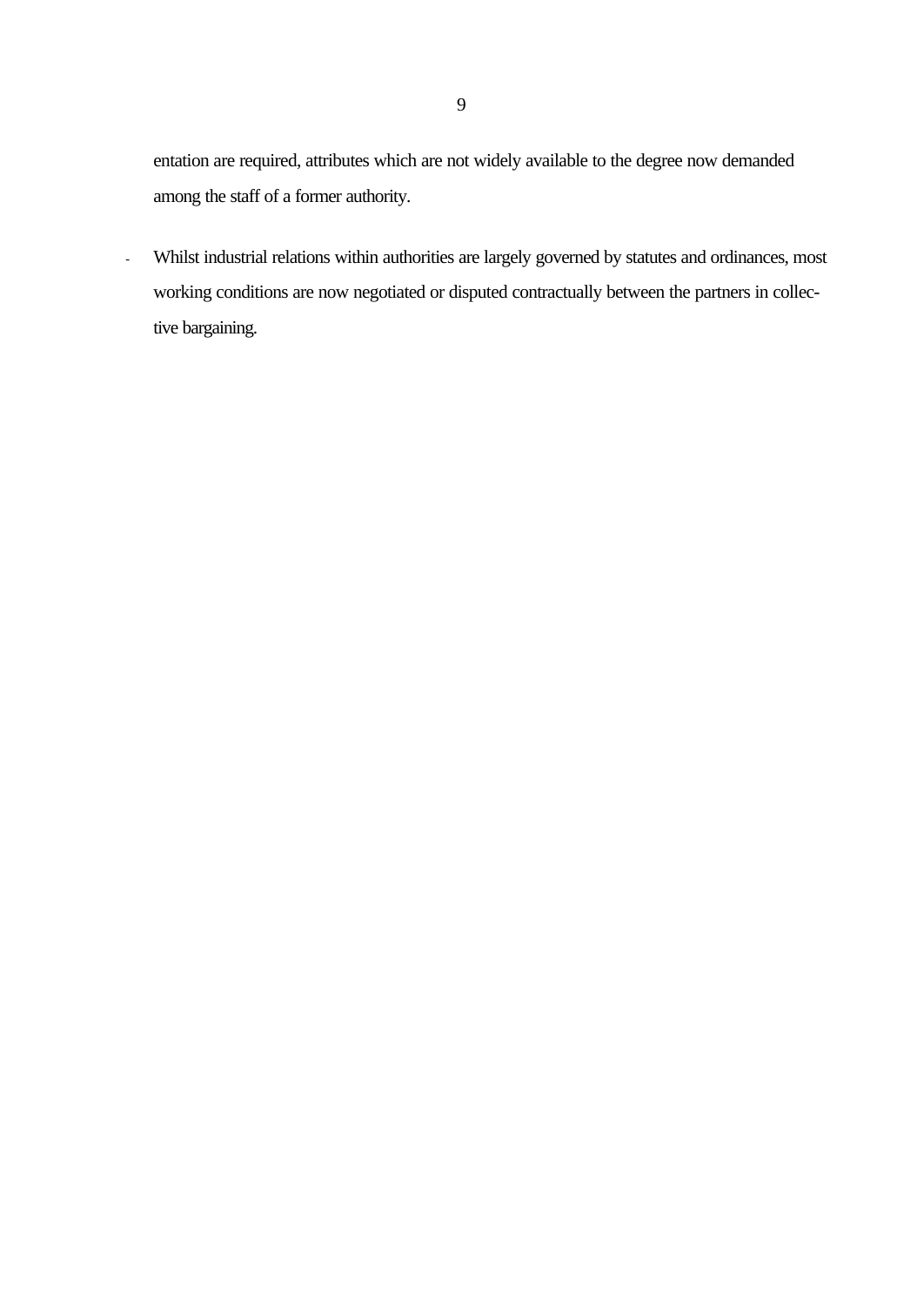entation are required, attributes which are not widely available to the degree now demanded among the staff of a former authority.

- Whilst industrial relations within authorities are largely governed by statutes and ordinances, most working conditions are now negotiated or disputed contractually between the partners in collective bargaining.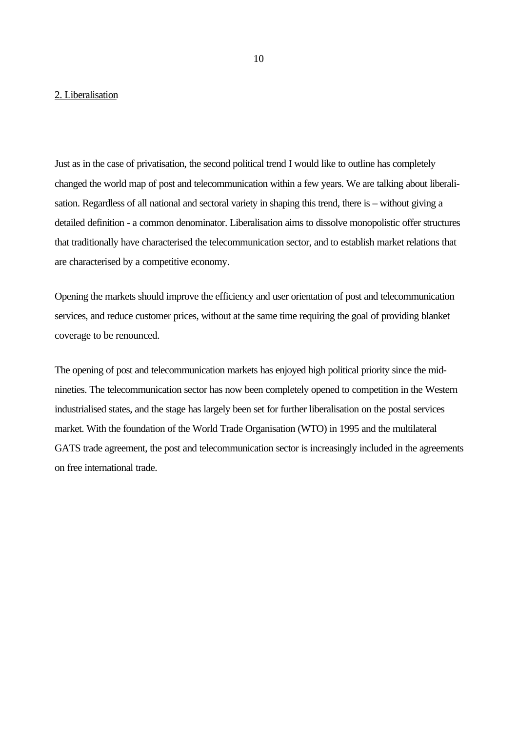## 2. Liberalisation

Just as in the case of privatisation, the second political trend I would like to outline has completely changed the world map of post and telecommunication within a few years. We are talking about liberalisation. Regardless of all national and sectoral variety in shaping this trend, there is – without giving a detailed definition - a common denominator. Liberalisation aims to dissolve monopolistic offer structures that traditionally have characterised the telecommunication sector, and to establish market relations that are characterised by a competitive economy.

Opening the markets should improve the efficiency and user orientation of post and telecommunication services, and reduce customer prices, without at the same time requiring the goal of providing blanket coverage to be renounced.

The opening of post and telecommunication markets has enjoyed high political priority since the mid-nineties. The telecommunication sector has now been completely opened to competition in the Western industrialised states, and the stage has largely been set for further liberalisation on the postal services market. With the foundation of the World Trade Organisation (WTO) in 1995 and the multilateral GATS trade agreement, the post and telecommunication sector is increasingly included in the agreements on free international trade.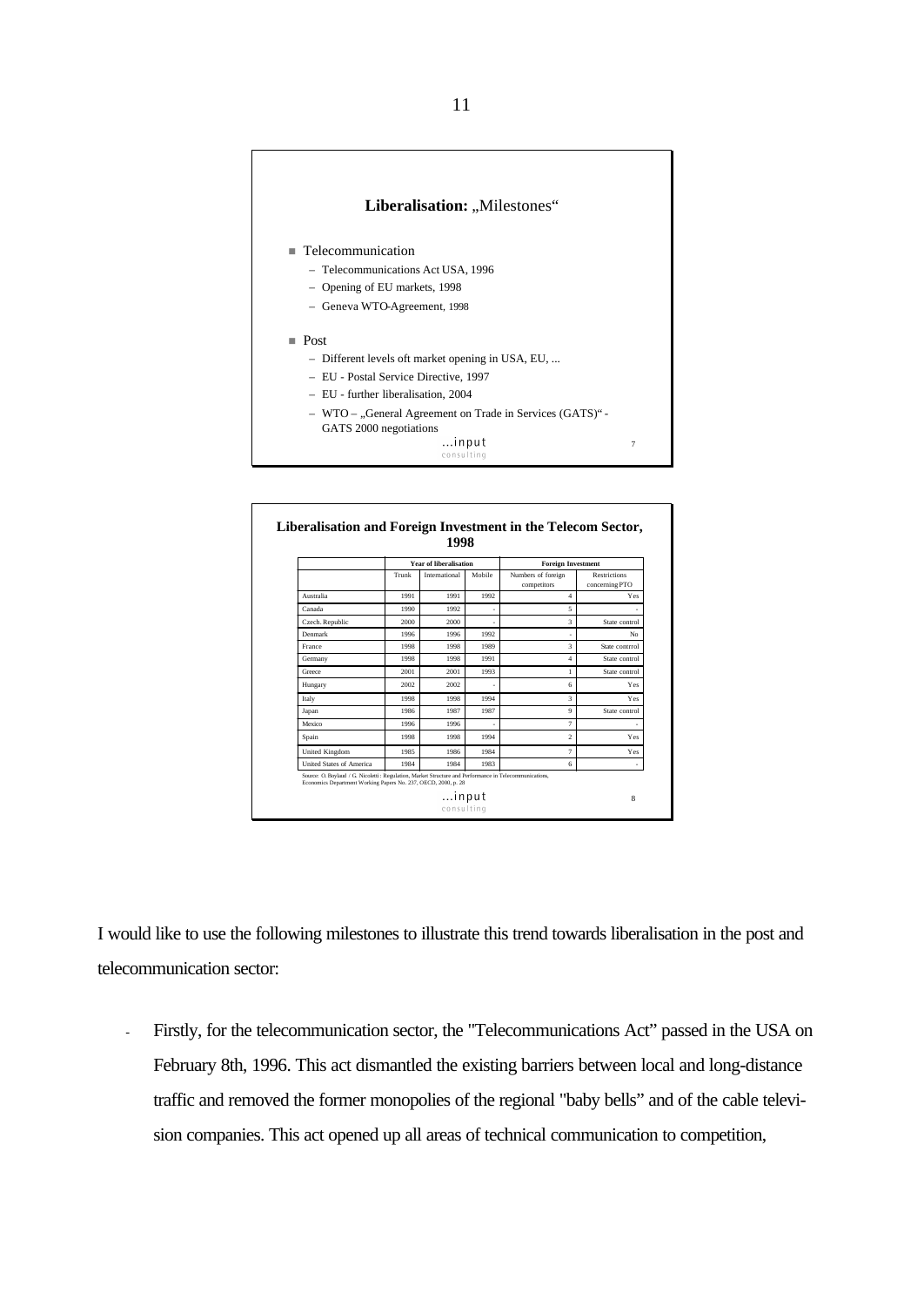**Liberalisation:** „Milestones“

- Telecommunication
  - Telecommunications Act USA, 1996
  - Opening of EU markets, 1998
  - Geneva WTO-Agreement, 1998
- Post
  - Different levels oft market opening in USA, EU, ...
  - EU - Postal Service Directive, 1997
  - EU - further liberalisation, 2004
  - WTO – „General Agreement on Trade in Services (GATS)“ - GATS 2000 negotiations

...input consulting

**Liberalisation and Foreign Investment in the Telecom Sector, 1998**

| | Year of liberalisation | | | Foreign Investment | |
|---|---|---|---|---|---|
| | Trunk | International | Mobile | Numbers of foreign competitors | Restrictions concerning PTO |
| Australia | 1991 | 1991 | 1992 | 4 | Yes |
| Canada | 1990 | 1992 | - | 5 | - |
| Czech. Republic | 2000 | 2000 | - | 3 | State control |
| Denmark | 1996 | 1996 | 1992 | - | No |
| France | 1998 | 1998 | 1989 | 3 | State contrrol |
| Germany | 1998 | 1998 | 1991 | 4 | State control |
| Greece | 2001 | 2001 | 1993 | 1 | State control |
| Hungary | 2002 | 2002 | - | 6 | Yes |
| Italy | 1998 | 1998 | 1994 | 3 | Yes |
| Japan | 1986 | 1987 | 1987 | 9 | State control |
| Mexico | 1996 | 1996 | - | 7 | - |
| Spain | 1998 | 1998 | 1994 | 2 | Yes |
| United Kingdom | 1985 | 1986 | 1984 | 7 | Yes |
| United States of America | 1984 | 1984 | 1983 | 6 | - |

Source: O. Boylaud / G. Nicoletti : Regulation, Market Structure and Performance in Telecommunications, Economics Department Working Papers No. 237, OECD, 2000, p. 28

...input consulting

I would like to use the following milestones to illustrate this trend towards liberalisation in the post and telecommunication sector:

- Firstly, for the telecommunication sector, the "Telecommunications Act" passed in the USA on February 8th, 1996. This act dismantled the existing barriers between local and long-distance traffic and removed the former monopolies of the regional "baby bells" and of the cable television companies. This act opened up all areas of technical communication to competition,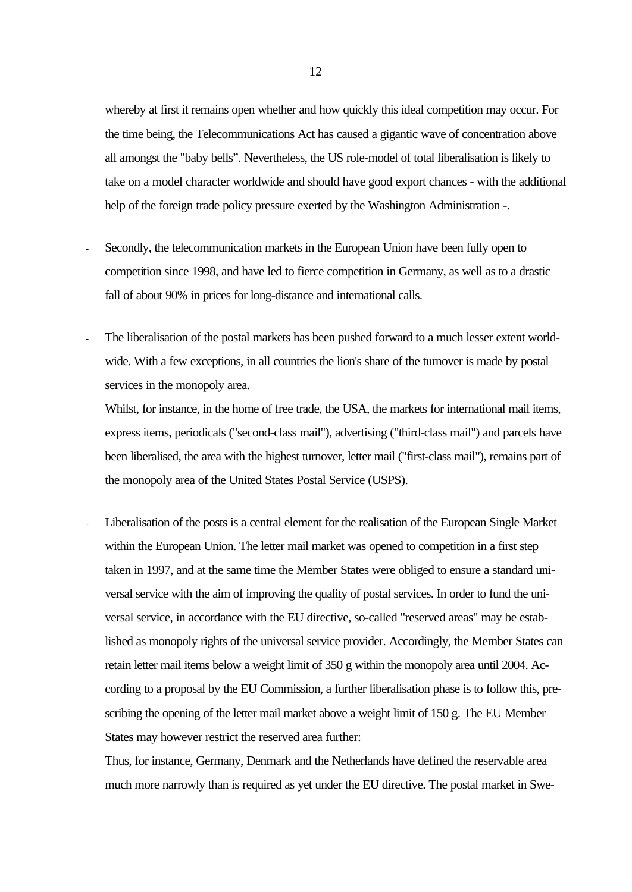whereby at first it remains open whether and how quickly this ideal competition may occur. For the time being, the Telecommunications Act has caused a gigantic wave of concentration above all amongst the "baby bells". Nevertheless, the US role-model of total liberalisation is likely to take on a model character worldwide and should have good export chances - with the additional help of the foreign trade policy pressure exerted by the Washington Administration -.

- Secondly, the telecommunication markets in the European Union have been fully open to competition since 1998, and have led to fierce competition in Germany, as well as to a drastic fall of about 90% in prices for long-distance and international calls.

- The liberalisation of the postal markets has been pushed forward to a much lesser extent worldwide. With a few exceptions, in all countries the lion's share of the turnover is made by postal services in the monopoly area.

  Whilst, for instance, in the home of free trade, the USA, the markets for international mail items, express items, periodicals ("second-class mail"), advertising ("third-class mail") and parcels have been liberalised, the area with the highest turnover, letter mail ("first-class mail"), remains part of the monopoly area of the United States Postal Service (USPS).

- Liberalisation of the posts is a central element for the realisation of the European Single Market within the European Union. The letter mail market was opened to competition in a first step taken in 1997, and at the same time the Member States were obliged to ensure a standard universal service with the aim of improving the quality of postal services. In order to fund the universal service, in accordance with the EU directive, so-called "reserved areas" may be established as monopoly rights of the universal service provider. Accordingly, the Member States can retain letter mail items below a weight limit of 350 g within the monopoly area until 2004. According to a proposal by the EU Commission, a further liberalisation phase is to follow this, prescribing the opening of the letter mail market above a weight limit of 150 g. The EU Member States may however restrict the reserved area further:

  Thus, for instance, Germany, Denmark and the Netherlands have defined the reservable area much more narrowly than is required as yet under the EU directive. The postal market in Swe-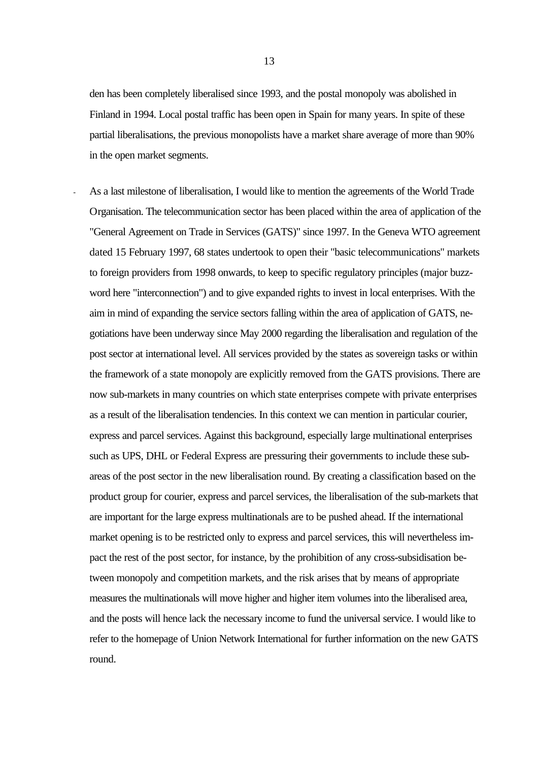den has been completely liberalised since 1993, and the postal monopoly was abolished in Finland in 1994. Local postal traffic has been open in Spain for many years. In spite of these partial liberalisations, the previous monopolists have a market share average of more than 90% in the open market segments.

- As a last milestone of liberalisation, I would like to mention the agreements of the World Trade Organisation. The telecommunication sector has been placed within the area of application of the "General Agreement on Trade in Services (GATS)" since 1997. In the Geneva WTO agreement dated 15 February 1997, 68 states undertook to open their "basic telecommunications" markets to foreign providers from 1998 onwards, to keep to specific regulatory principles (major buzzword here "interconnection") and to give expanded rights to invest in local enterprises. With the aim in mind of expanding the service sectors falling within the area of application of GATS, negotiations have been underway since May 2000 regarding the liberalisation and regulation of the post sector at international level. All services provided by the states as sovereign tasks or within the framework of a state monopoly are explicitly removed from the GATS provisions. There are now sub-markets in many countries on which state enterprises compete with private enterprises as a result of the liberalisation tendencies. In this context we can mention in particular courier, express and parcel services. Against this background, especially large multinational enterprises such as UPS, DHL or Federal Express are pressuring their governments to include these sub-areas of the post sector in the new liberalisation round. By creating a classification based on the product group for courier, express and parcel services, the liberalisation of the sub-markets that are important for the large express multinationals are to be pushed ahead. If the international market opening is to be restricted only to express and parcel services, this will nevertheless impact the rest of the post sector, for instance, by the prohibition of any cross-subsidisation between monopoly and competition markets, and the risk arises that by means of appropriate measures the multinationals will move higher and higher item volumes into the liberalised area, and the posts will hence lack the necessary income to fund the universal service. I would like to refer to the homepage of Union Network International for further information on the new GATS round.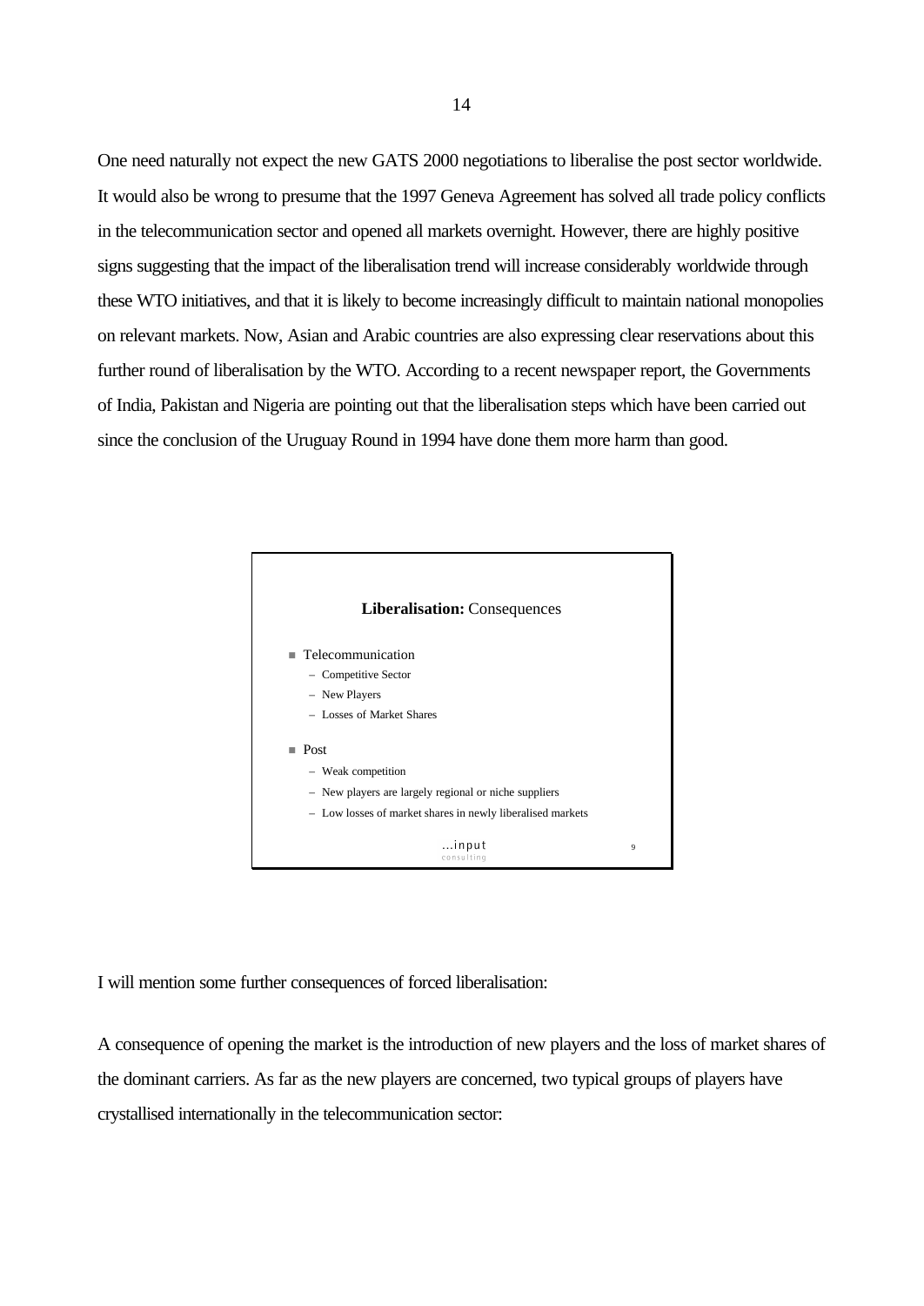One need naturally not expect the new GATS 2000 negotiations to liberalise the post sector worldwide. It would also be wrong to presume that the 1997 Geneva Agreement has solved all trade policy conflicts in the telecommunication sector and opened all markets overnight. However, there are highly positive signs suggesting that the impact of the liberalisation trend will increase considerably worldwide through these WTO initiatives, and that it is likely to become increasingly difficult to maintain national monopolies on relevant markets. Now, Asian and Arabic countries are also expressing clear reservations about this further round of liberalisation by the WTO. According to a recent newspaper report, the Governments of India, Pakistan and Nigeria are pointing out that the liberalisation steps which have been carried out since the conclusion of the Uruguay Round in 1994 have done them more harm than good.

**Liberalisation:** Consequences

- Telecommunication
  - Competitive Sector
  - New Players
  - Losses of Market Shares
- Post
  - Weak competition
  - New players are largely regional or niche suppliers
  - Low losses of market shares in newly liberalised markets

...input consulting 9

I will mention some further consequences of forced liberalisation:

A consequence of opening the market is the introduction of new players and the loss of market shares of the dominant carriers. As far as the new players are concerned, two typical groups of players have crystallised internationally in the telecommunication sector: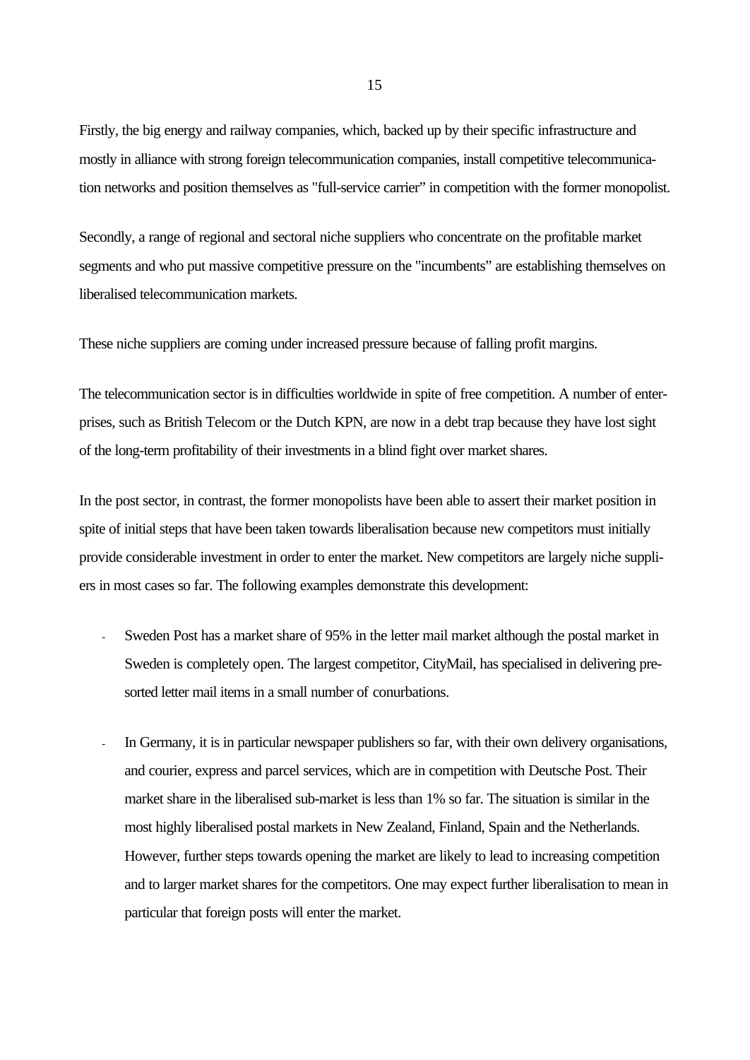Firstly, the big energy and railway companies, which, backed up by their specific infrastructure and mostly in alliance with strong foreign telecommunication companies, install competitive telecommunication networks and position themselves as "full-service carrier" in competition with the former monopolist.

Secondly, a range of regional and sectoral niche suppliers who concentrate on the profitable market segments and who put massive competitive pressure on the "incumbents" are establishing themselves on liberalised telecommunication markets.

These niche suppliers are coming under increased pressure because of falling profit margins.

The telecommunication sector is in difficulties worldwide in spite of free competition. A number of enterprises, such as British Telecom or the Dutch KPN, are now in a debt trap because they have lost sight of the long-term profitability of their investments in a blind fight over market shares.

In the post sector, in contrast, the former monopolists have been able to assert their market position in spite of initial steps that have been taken towards liberalisation because new competitors must initially provide considerable investment in order to enter the market. New competitors are largely niche suppliers in most cases so far. The following examples demonstrate this development:

- Sweden Post has a market share of 95% in the letter mail market although the postal market in Sweden is completely open. The largest competitor, CityMail, has specialised in delivering presorted letter mail items in a small number of conurbations.

- In Germany, it is in particular newspaper publishers so far, with their own delivery organisations, and courier, express and parcel services, which are in competition with Deutsche Post. Their market share in the liberalised sub-market is less than 1% so far. The situation is similar in the most highly liberalised postal markets in New Zealand, Finland, Spain and the Netherlands. However, further steps towards opening the market are likely to lead to increasing competition and to larger market shares for the competitors. One may expect further liberalisation to mean in particular that foreign posts will enter the market.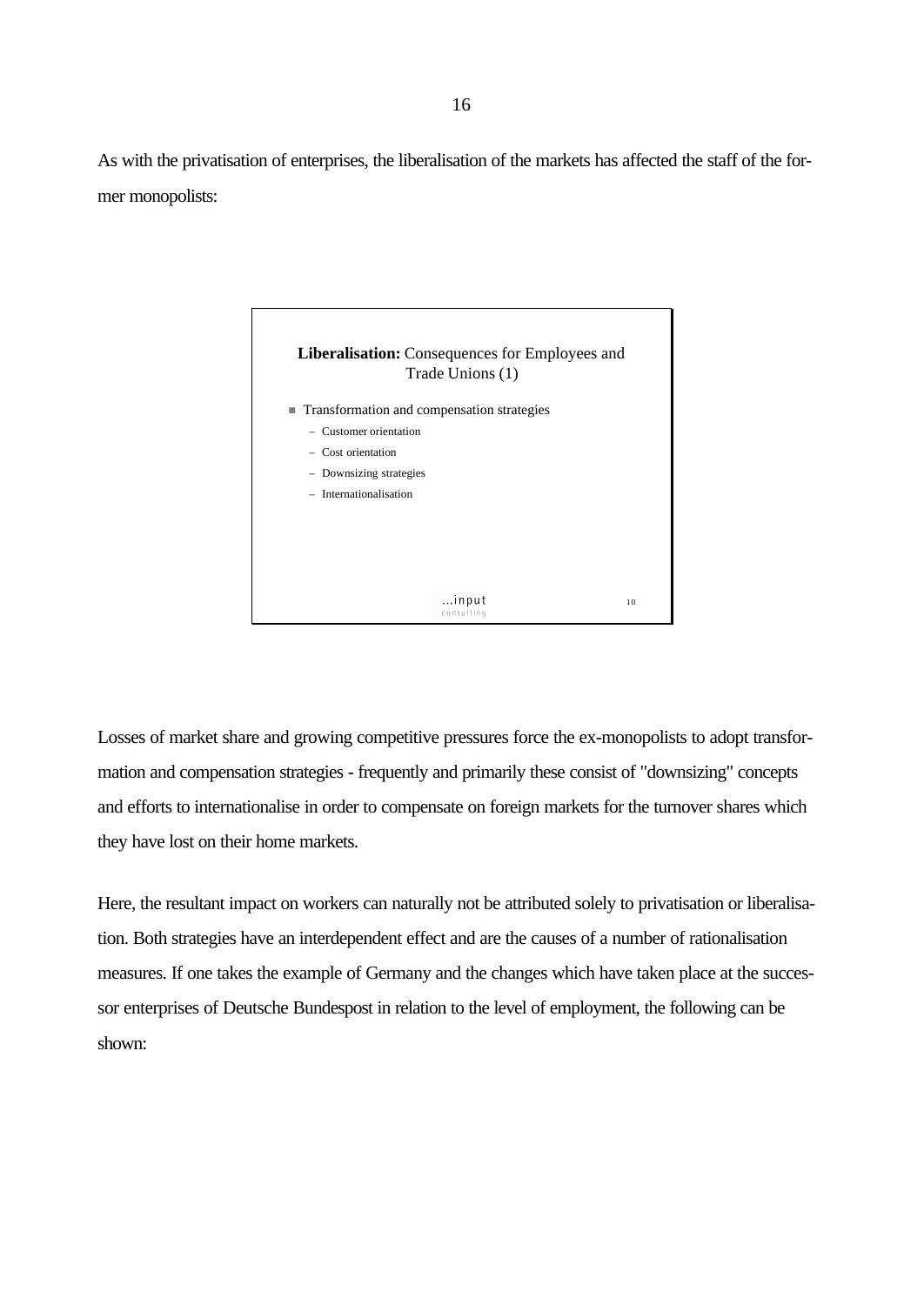As with the privatisation of enterprises, the liberalisation of the markets has affected the staff of the former monopolists:

**Liberalisation:** Consequences for Employees and Trade Unions (1)

- Transformation and compensation strategies
  - Customer orientation
  - Cost orientation
  - Downsizing strategies
  - Internationalisation

...input consulting 10

Losses of market share and growing competitive pressures force the ex-monopolists to adopt transformation and compensation strategies - frequently and primarily these consist of "downsizing" concepts and efforts to internationalise in order to compensate on foreign markets for the turnover shares which they have lost on their home markets.

Here, the resultant impact on workers can naturally not be attributed solely to privatisation or liberalisation. Both strategies have an interdependent effect and are the causes of a number of rationalisation measures. If one takes the example of Germany and the changes which have taken place at the successor enterprises of Deutsche Bundespost in relation to the level of employment, the following can be shown: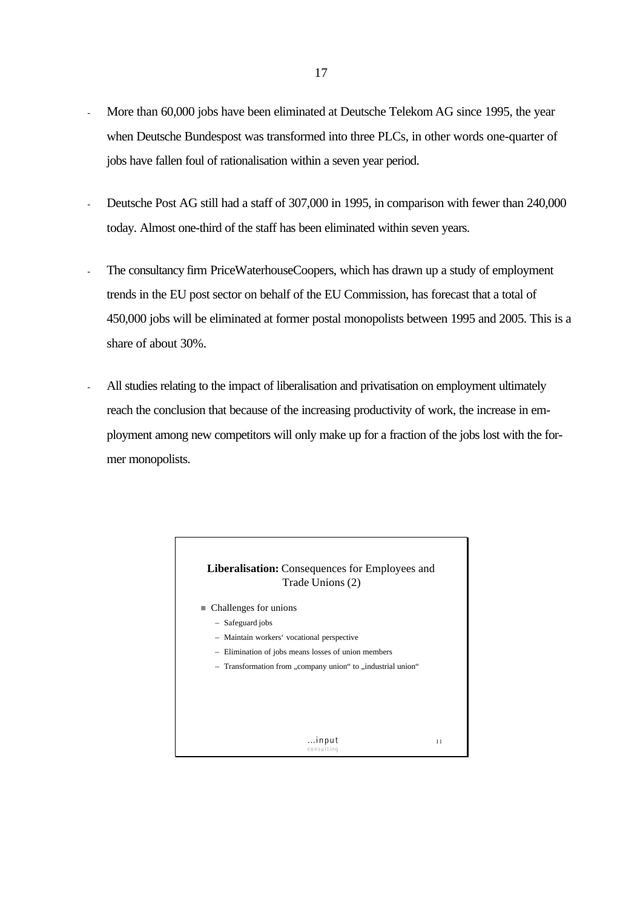- More than 60,000 jobs have been eliminated at Deutsche Telekom AG since 1995, the year when Deutsche Bundespost was transformed into three PLCs, in other words one-quarter of jobs have fallen foul of rationalisation within a seven year period.

- Deutsche Post AG still had a staff of 307,000 in 1995, in comparison with fewer than 240,000 today. Almost one-third of the staff has been eliminated within seven years.

- The consultancy firm PriceWaterhouseCoopers, which has drawn up a study of employment trends in the EU post sector on behalf of the EU Commission, has forecast that a total of 450,000 jobs will be eliminated at former postal monopolists between 1995 and 2005. This is a share of about 30%.

- All studies relating to the impact of liberalisation and privatisation on employment ultimately reach the conclusion that because of the increasing productivity of work, the increase in employment among new competitors will only make up for a fraction of the jobs lost with the former monopolists.

**Liberalisation:** Consequences for Employees and Trade Unions (2)

- Challenges for unions
  - Safeguard jobs
  - Maintain workers' vocational perspective
  - Elimination of jobs means losses of union members
  - Transformation from „company union" to „industrial union"

...input consulting 11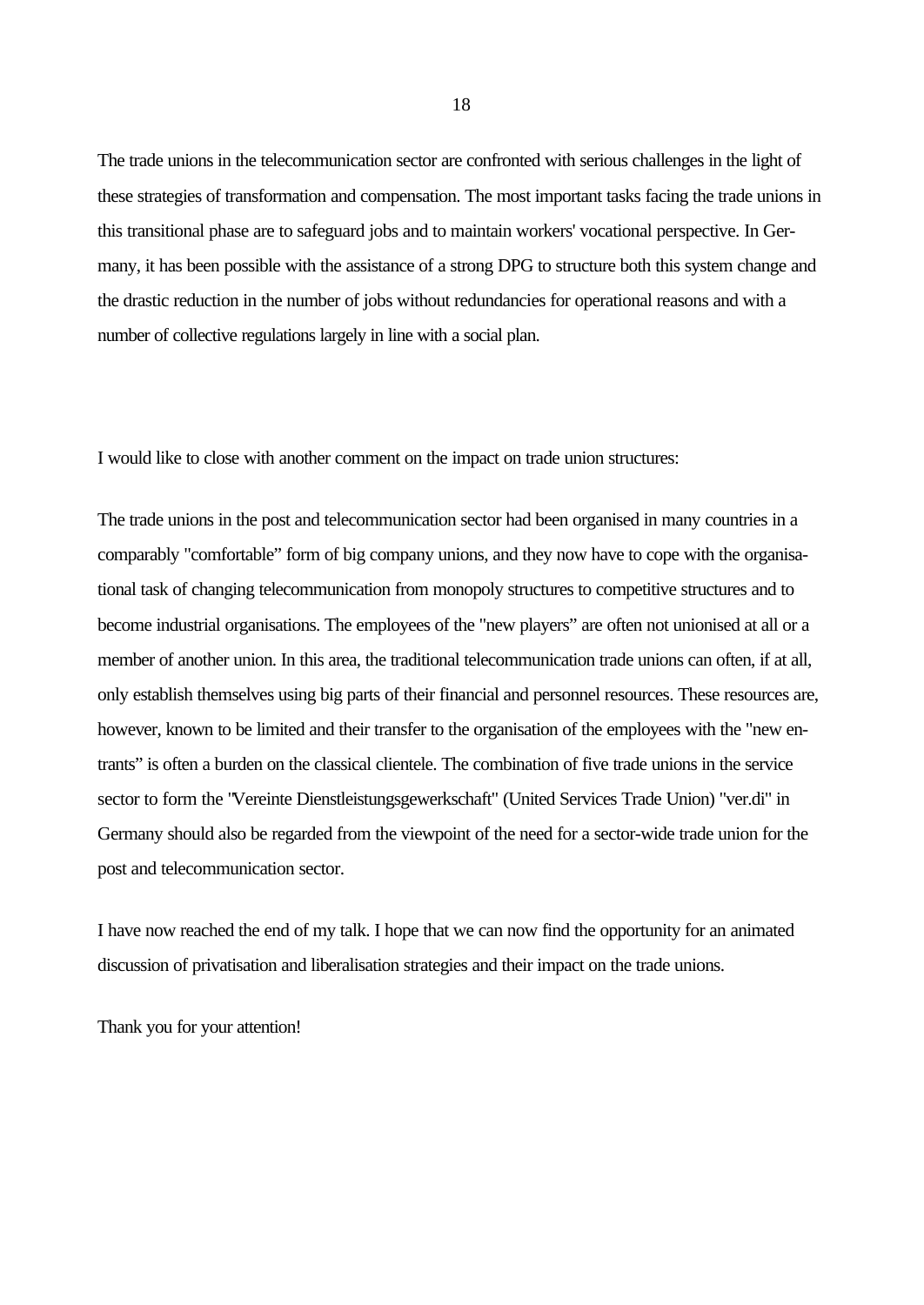The trade unions in the telecommunication sector are confronted with serious challenges in the light of these strategies of transformation and compensation. The most important tasks facing the trade unions in this transitional phase are to safeguard jobs and to maintain workers' vocational perspective. In Germany, it has been possible with the assistance of a strong DPG to structure both this system change and the drastic reduction in the number of jobs without redundancies for operational reasons and with a number of collective regulations largely in line with a social plan.

I would like to close with another comment on the impact on trade union structures:

The trade unions in the post and telecommunication sector had been organised in many countries in a comparably "comfortable" form of big company unions, and they now have to cope with the organisational task of changing telecommunication from monopoly structures to competitive structures and to become industrial organisations. The employees of the "new players" are often not unionised at all or a member of another union. In this area, the traditional telecommunication trade unions can often, if at all, only establish themselves using big parts of their financial and personnel resources. These resources are, however, known to be limited and their transfer to the organisation of the employees with the "new entrants" is often a burden on the classical clientele. The combination of five trade unions in the service sector to form the "Vereinte Dienstleistungsgewerkschaft" (United Services Trade Union) "ver.di" in Germany should also be regarded from the viewpoint of the need for a sector-wide trade union for the post and telecommunication sector.

I have now reached the end of my talk. I hope that we can now find the opportunity for an animated discussion of privatisation and liberalisation strategies and their impact on the trade unions.

Thank you for your attention!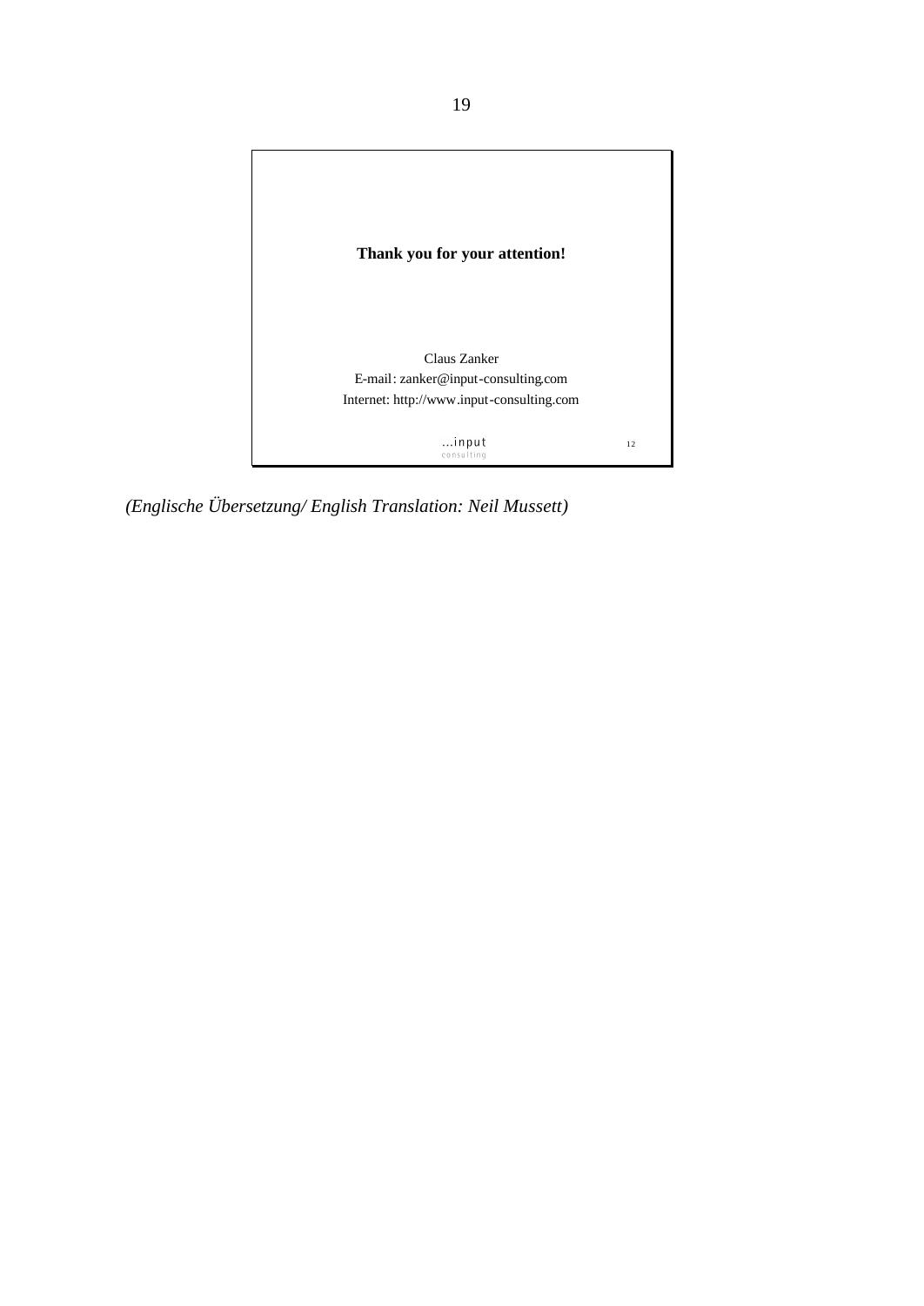**Thank you for your attention!**

Claus Zanker
E-mail: zanker@input-consulting.com
Internet: http://www.input-consulting.com

...input
consulting

12

*(Englische Übersetzung/ English Translation: Neil Mussett)*